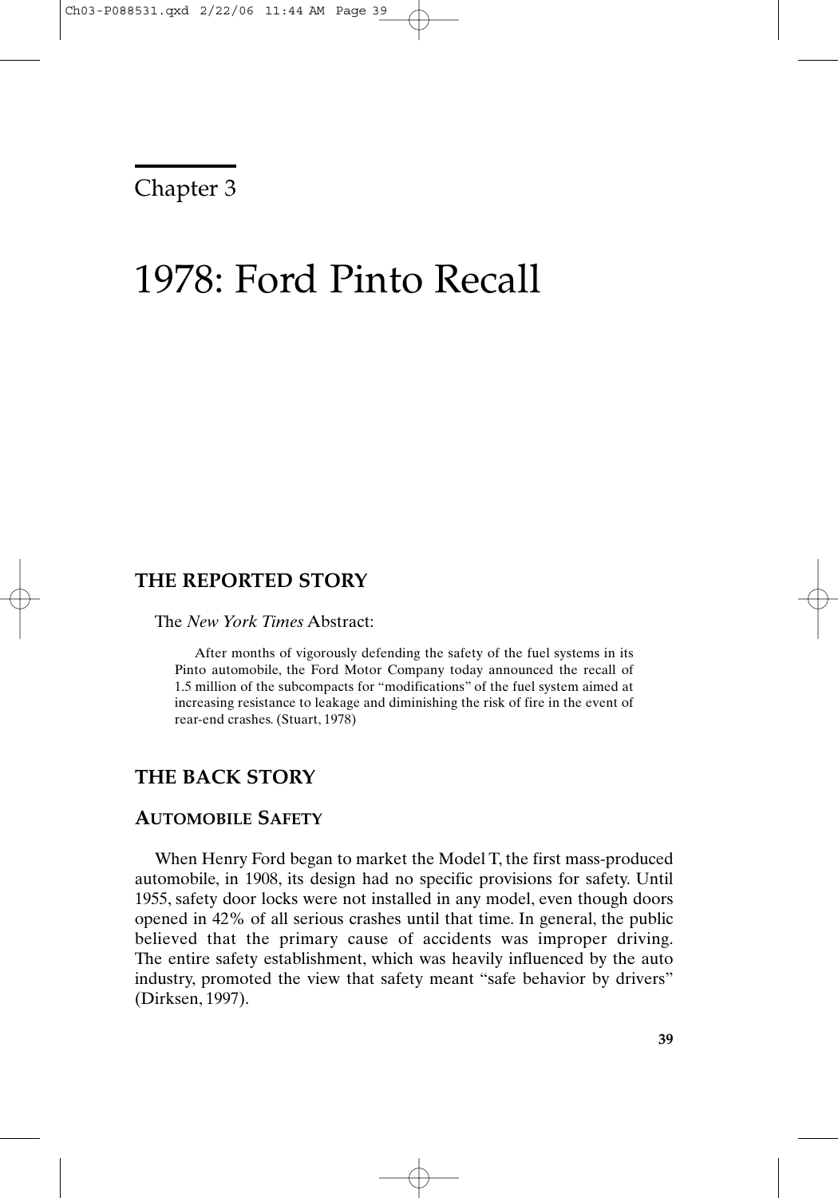Chapter 3

# 1978: Ford Pinto Recall

## THE REPORTED STORY

The *New York Times* Abstract:

> After months of vigorously defending the safety of the fuel systems in its Pinto automobile, the Ford Motor Company today announced the recall of 1.5 million of the subcompacts for "modifications" of the fuel system aimed at increasing resistance to leakage and diminishing the risk of fire in the event of rear-end crashes. (Stuart, 1978)

## THE BACK STORY

### AUTOMOBILE SAFETY

When Henry Ford began to market the Model T, the first mass-produced automobile, in 1908, its design had no specific provisions for safety. Until 1955, safety door locks were not installed in any model, even though doors opened in 42% of all serious crashes until that time. In general, the public believed that the primary cause of accidents was improper driving. The entire safety establishment, which was heavily influenced by the auto industry, promoted the view that safety meant "safe behavior by drivers" (Dirksen, 1997).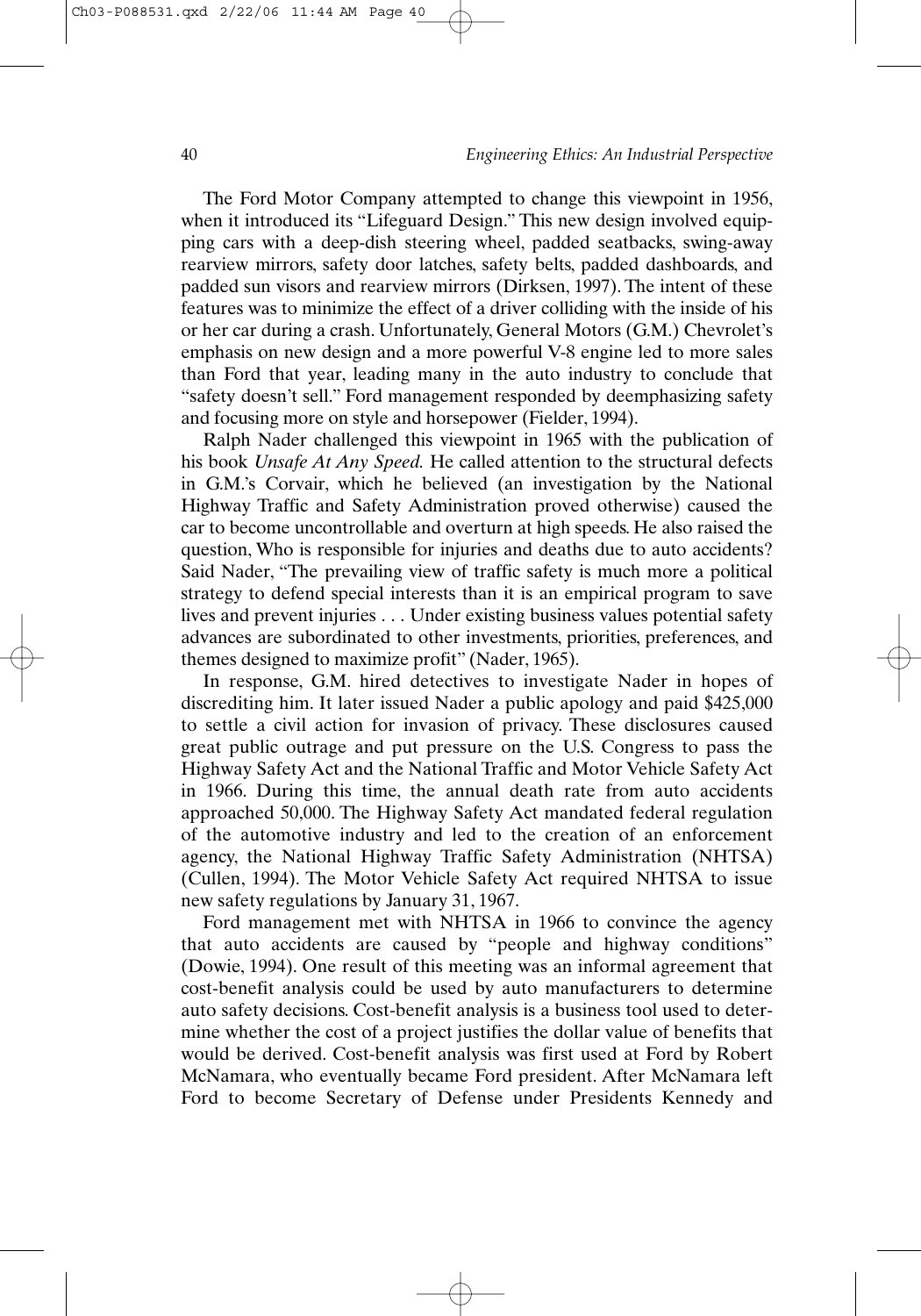The Ford Motor Company attempted to change this viewpoint in 1956, when it introduced its "Lifeguard Design." This new design involved equipping cars with a deep-dish steering wheel, padded seatbacks, swing-away rearview mirrors, safety door latches, safety belts, padded dashboards, and padded sun visors and rearview mirrors (Dirksen, 1997). The intent of these features was to minimize the effect of a driver colliding with the inside of his or her car during a crash. Unfortunately, General Motors (G.M.) Chevrolet's emphasis on new design and a more powerful V-8 engine led to more sales than Ford that year, leading many in the auto industry to conclude that "safety doesn't sell." Ford management responded by deemphasizing safety and focusing more on style and horsepower (Fielder, 1994).

Ralph Nader challenged this viewpoint in 1965 with the publication of his book *Unsafe At Any Speed.* He called attention to the structural defects in G.M.'s Corvair, which he believed (an investigation by the National Highway Traffic and Safety Administration proved otherwise) caused the car to become uncontrollable and overturn at high speeds. He also raised the question, Who is responsible for injuries and deaths due to auto accidents? Said Nader, "The prevailing view of traffic safety is much more a political strategy to defend special interests than it is an empirical program to save lives and prevent injuries . . . Under existing business values potential safety advances are subordinated to other investments, priorities, preferences, and themes designed to maximize profit" (Nader, 1965).

In response, G.M. hired detectives to investigate Nader in hopes of discrediting him. It later issued Nader a public apology and paid \$425,000 to settle a civil action for invasion of privacy. These disclosures caused great public outrage and put pressure on the U.S. Congress to pass the Highway Safety Act and the National Traffic and Motor Vehicle Safety Act in 1966. During this time, the annual death rate from auto accidents approached 50,000. The Highway Safety Act mandated federal regulation of the automotive industry and led to the creation of an enforcement agency, the National Highway Traffic Safety Administration (NHTSA) (Cullen, 1994). The Motor Vehicle Safety Act required NHTSA to issue new safety regulations by January 31, 1967.

Ford management met with NHTSA in 1966 to convince the agency that auto accidents are caused by "people and highway conditions" (Dowie, 1994). One result of this meeting was an informal agreement that cost-benefit analysis could be used by auto manufacturers to determine auto safety decisions. Cost-benefit analysis is a business tool used to determine whether the cost of a project justifies the dollar value of benefits that would be derived. Cost-benefit analysis was first used at Ford by Robert McNamara, who eventually became Ford president. After McNamara left Ford to become Secretary of Defense under Presidents Kennedy and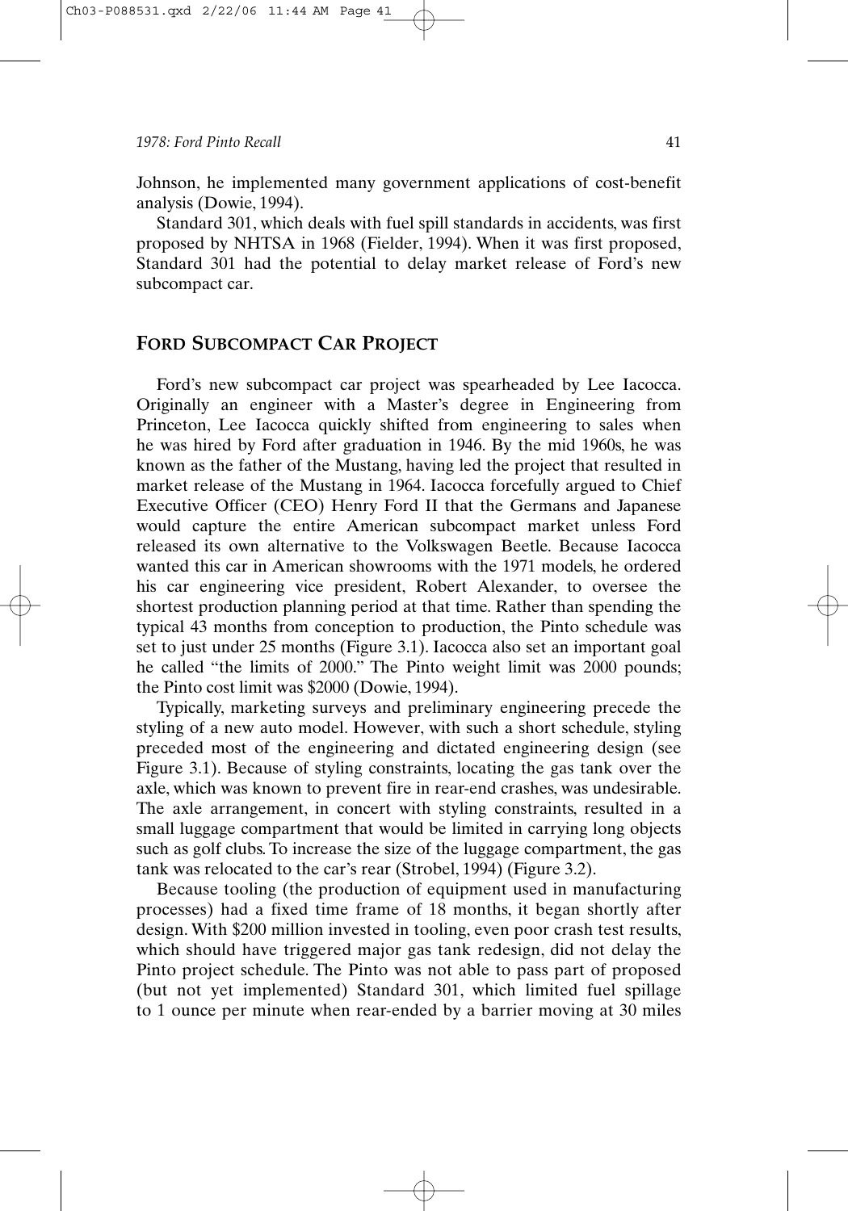Johnson, he implemented many government applications of cost-benefit analysis (Dowie, 1994).

Standard 301, which deals with fuel spill standards in accidents, was first proposed by NHTSA in 1968 (Fielder, 1994). When it was first proposed, Standard 301 had the potential to delay market release of Ford's new subcompact car.

## FORD SUBCOMPACT CAR PROJECT

Ford's new subcompact car project was spearheaded by Lee Iacocca. Originally an engineer with a Master's degree in Engineering from Princeton, Lee Iacocca quickly shifted from engineering to sales when he was hired by Ford after graduation in 1946. By the mid 1960s, he was known as the father of the Mustang, having led the project that resulted in market release of the Mustang in 1964. Iacocca forcefully argued to Chief Executive Officer (CEO) Henry Ford II that the Germans and Japanese would capture the entire American subcompact market unless Ford released its own alternative to the Volkswagen Beetle. Because Iacocca wanted this car in American showrooms with the 1971 models, he ordered his car engineering vice president, Robert Alexander, to oversee the shortest production planning period at that time. Rather than spending the typical 43 months from conception to production, the Pinto schedule was set to just under 25 months (Figure 3.1). Iacocca also set an important goal he called "the limits of 2000." The Pinto weight limit was 2000 pounds; the Pinto cost limit was $2000 (Dowie, 1994).

Typically, marketing surveys and preliminary engineering precede the styling of a new auto model. However, with such a short schedule, styling preceded most of the engineering and dictated engineering design (see Figure 3.1). Because of styling constraints, locating the gas tank over the axle, which was known to prevent fire in rear-end crashes, was undesirable. The axle arrangement, in concert with styling constraints, resulted in a small luggage compartment that would be limited in carrying long objects such as golf clubs. To increase the size of the luggage compartment, the gas tank was relocated to the car's rear (Strobel, 1994) (Figure 3.2).

Because tooling (the production of equipment used in manufacturing processes) had a fixed time frame of 18 months, it began shortly after design. With $200 million invested in tooling, even poor crash test results, which should have triggered major gas tank redesign, did not delay the Pinto project schedule. The Pinto was not able to pass part of proposed (but not yet implemented) Standard 301, which limited fuel spillage to 1 ounce per minute when rear-ended by a barrier moving at 30 miles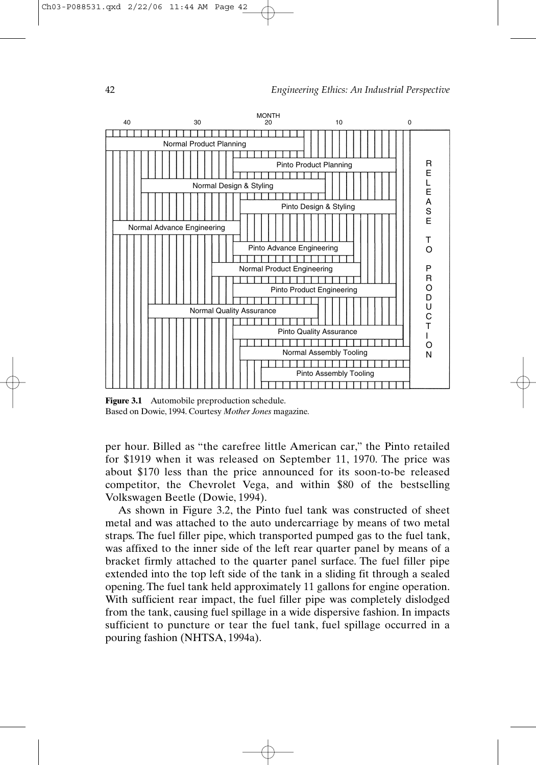**Figure 3.1** Automobile preproduction schedule.
Based on Dowie, 1994. Courtesy *Mother Jones* magazine.

per hour. Billed as "the carefree little American car," the Pinto retailed for $1919 when it was released on September 11, 1970. The price was about $170 less than the price announced for its soon-to-be released competitor, the Chevrolet Vega, and within $80 of the bestselling Volkswagen Beetle (Dowie, 1994).

As shown in Figure 3.2, the Pinto fuel tank was constructed of sheet metal and was attached to the auto undercarriage by means of two metal straps. The fuel filler pipe, which transported pumped gas to the fuel tank, was affixed to the inner side of the left rear quarter panel by means of a bracket firmly attached to the quarter panel surface. The fuel filler pipe extended into the top left side of the tank in a sliding fit through a sealed opening. The fuel tank held approximately 11 gallons for engine operation. With sufficient rear impact, the fuel filler pipe was completely dislodged from the tank, causing fuel spillage in a wide dispersive fashion. In impacts sufficient to puncture or tear the fuel tank, fuel spillage occurred in a pouring fashion (NHTSA, 1994a).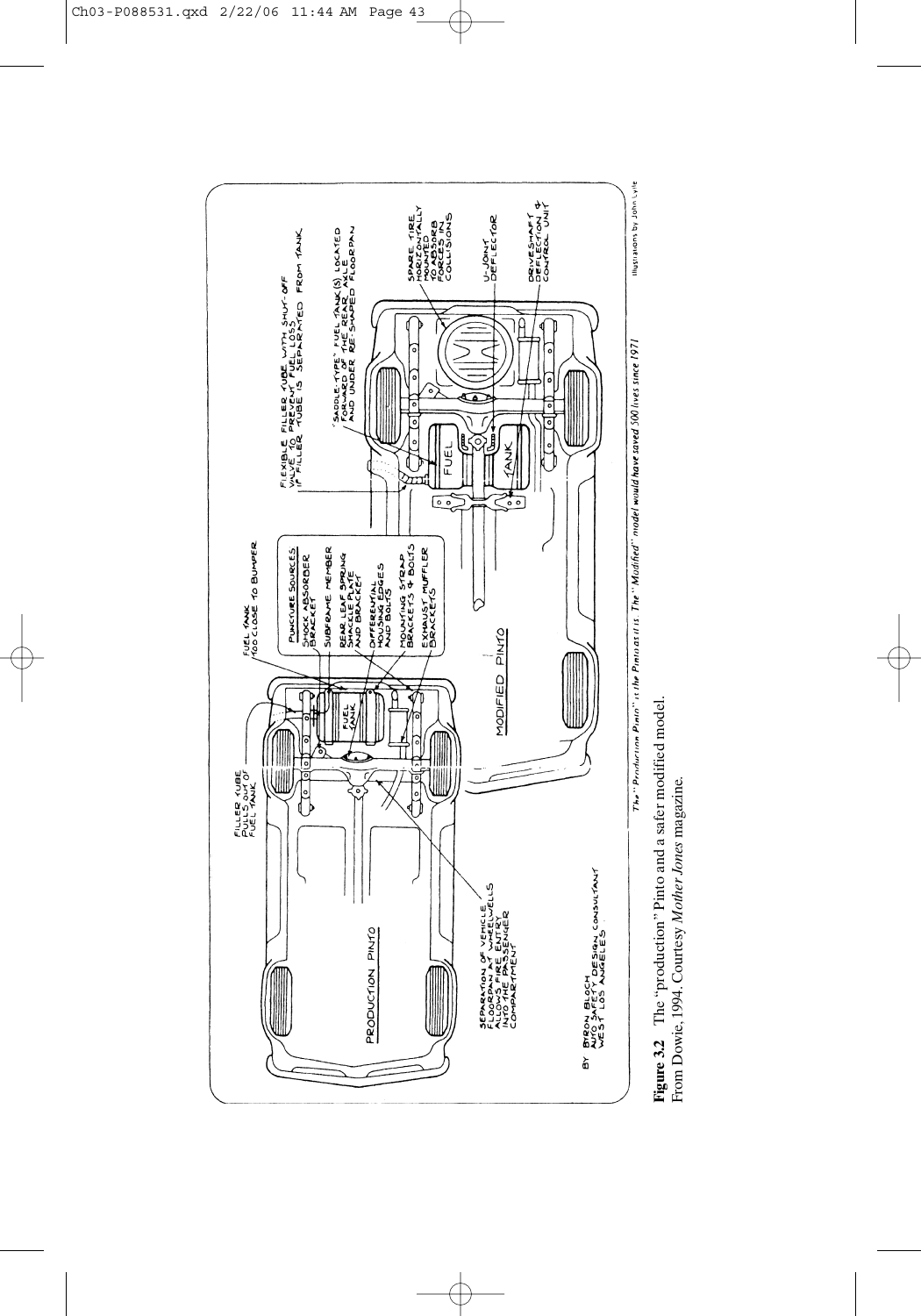**Figure 3.2** The "production" Pinto and a safer modified model.
From Dowie, 1994. Courtesy *Mother Jones* magazine.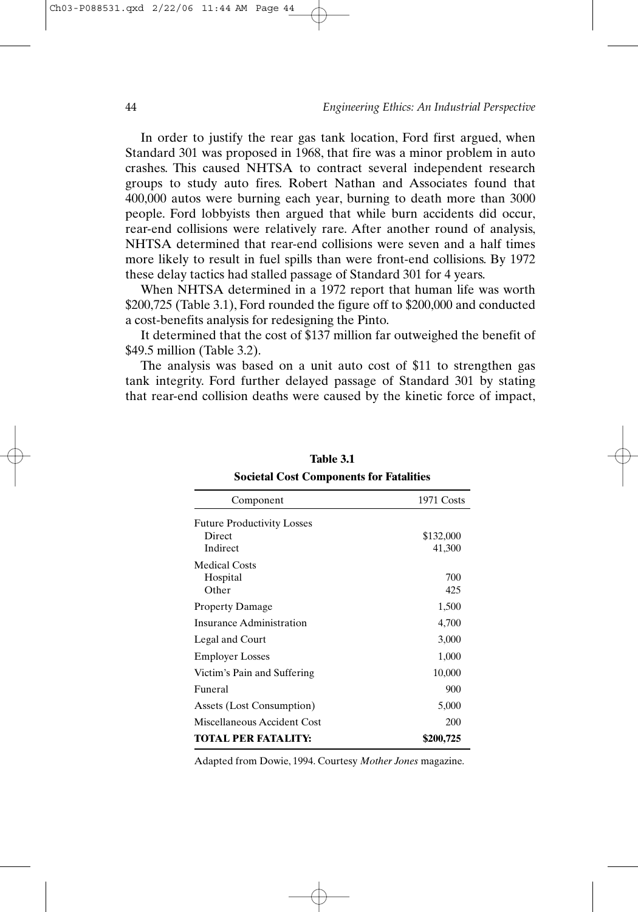In order to justify the rear gas tank location, Ford first argued, when Standard 301 was proposed in 1968, that fire was a minor problem in auto crashes. This caused NHTSA to contract several independent research groups to study auto fires. Robert Nathan and Associates found that 400,000 autos were burning each year, burning to death more than 3000 people. Ford lobbyists then argued that while burn accidents did occur, rear-end collisions were relatively rare. After another round of analysis, NHTSA determined that rear-end collisions were seven and a half times more likely to result in fuel spills than were front-end collisions. By 1972 these delay tactics had stalled passage of Standard 301 for 4 years.

When NHTSA determined in a 1972 report that human life was worth $200,725 (Table 3.1), Ford rounded the figure off to $200,000 and conducted a cost-benefits analysis for redesigning the Pinto.

It determined that the cost of $137 million far outweighed the benefit of $49.5 million (Table 3.2).

The analysis was based on a unit auto cost of $11 to strengthen gas tank integrity. Ford further delayed passage of Standard 301 by stating that rear-end collision deaths were caused by the kinetic force of impact,

**Table 3.1**

**Societal Cost Components for Fatalities**

| Component | 1971 Costs |
|---|---|
| Future Productivity Losses | |
| Direct | $132,000 |
| Indirect | 41,300 |
| Medical Costs | |
| Hospital | 700 |
| Other | 425 |
| Property Damage | 1,500 |
| Insurance Administration | 4,700 |
| Legal and Court | 3,000 |
| Employer Losses | 1,000 |
| Victim's Pain and Suffering | 10,000 |
| Funeral | 900 |
| Assets (Lost Consumption) | 5,000 |
| Miscellaneous Accident Cost | 200 |
| **TOTAL PER FATALITY:** | **$200,725** |

Adapted from Dowie, 1994. Courtesy *Mother Jones* magazine.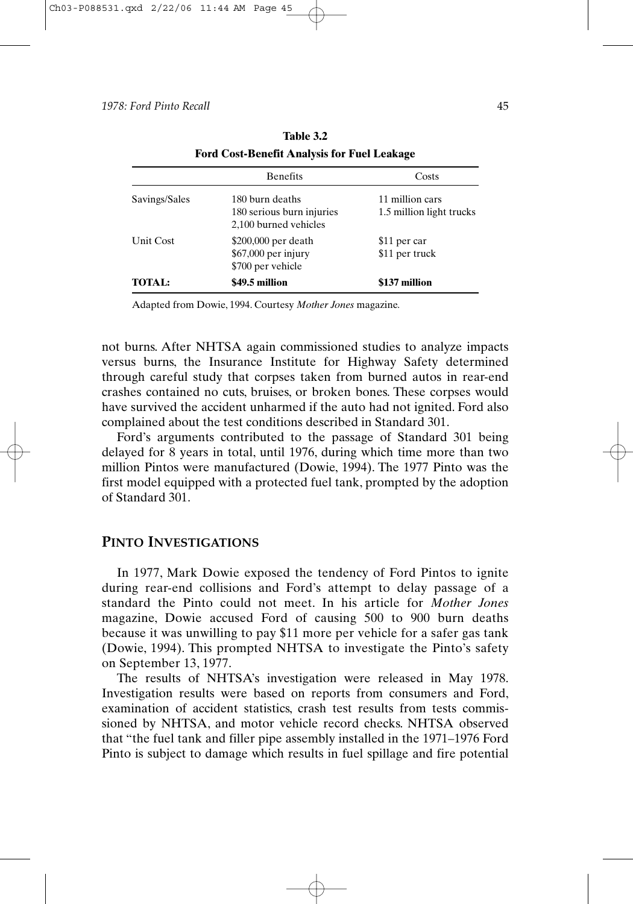**Table 3.2**
**Ford Cost-Benefit Analysis for Fuel Leakage**

| | Benefits | Costs |
|---|---|---|
| Savings/Sales | 180 burn deaths<br>180 serious burn injuries<br>2,100 burned vehicles | 11 million cars<br>1.5 million light trucks |
| Unit Cost | \$200,000 per death<br>\$67,000 per injury<br>\$700 per vehicle | \$11 per car<br>\$11 per truck |
| **TOTAL:** | **\$49.5 million** | **\$137 million** |

Adapted from Dowie, 1994. Courtesy *Mother Jones* magazine.

not burns. After NHTSA again commissioned studies to analyze impacts versus burns, the Insurance Institute for Highway Safety determined through careful study that corpses taken from burned autos in rear-end crashes contained no cuts, bruises, or broken bones. These corpses would have survived the accident unharmed if the auto had not ignited. Ford also complained about the test conditions described in Standard 301.

Ford's arguments contributed to the passage of Standard 301 being delayed for 8 years in total, until 1976, during which time more than two million Pintos were manufactured (Dowie, 1994). The 1977 Pinto was the first model equipped with a protected fuel tank, prompted by the adoption of Standard 301.

## PINTO INVESTIGATIONS

In 1977, Mark Dowie exposed the tendency of Ford Pintos to ignite during rear-end collisions and Ford's attempt to delay passage of a standard the Pinto could not meet. In his article for *Mother Jones* magazine, Dowie accused Ford of causing 500 to 900 burn deaths because it was unwilling to pay \$11 more per vehicle for a safer gas tank (Dowie, 1994). This prompted NHTSA to investigate the Pinto's safety on September 13, 1977.

The results of NHTSA's investigation were released in May 1978. Investigation results were based on reports from consumers and Ford, examination of accident statistics, crash test results from tests commissioned by NHTSA, and motor vehicle record checks. NHTSA observed that "the fuel tank and filler pipe assembly installed in the 1971–1976 Ford Pinto is subject to damage which results in fuel spillage and fire potential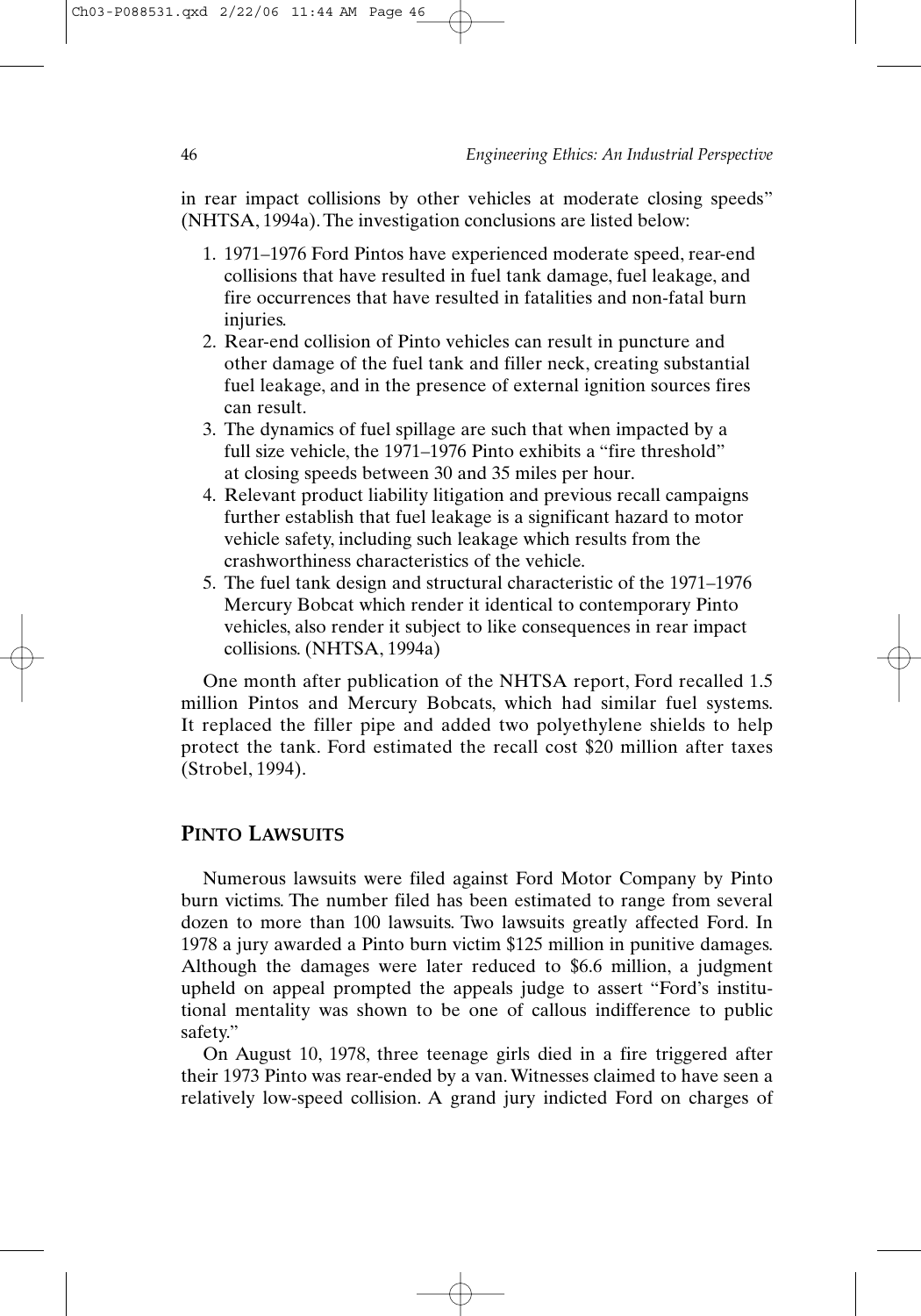in rear impact collisions by other vehicles at moderate closing speeds" (NHTSA, 1994a). The investigation conclusions are listed below:

1. 1971–1976 Ford Pintos have experienced moderate speed, rear-end collisions that have resulted in fuel tank damage, fuel leakage, and fire occurrences that have resulted in fatalities and non-fatal burn injuries.
2. Rear-end collision of Pinto vehicles can result in puncture and other damage of the fuel tank and filler neck, creating substantial fuel leakage, and in the presence of external ignition sources fires can result.
3. The dynamics of fuel spillage are such that when impacted by a full size vehicle, the 1971–1976 Pinto exhibits a "fire threshold" at closing speeds between 30 and 35 miles per hour.
4. Relevant product liability litigation and previous recall campaigns further establish that fuel leakage is a significant hazard to motor vehicle safety, including such leakage which results from the crashworthiness characteristics of the vehicle.
5. The fuel tank design and structural characteristic of the 1971–1976 Mercury Bobcat which render it identical to contemporary Pinto vehicles, also render it subject to like consequences in rear impact collisions. (NHTSA, 1994a)

One month after publication of the NHTSA report, Ford recalled 1.5 million Pintos and Mercury Bobcats, which had similar fuel systems. It replaced the filler pipe and added two polyethylene shields to help protect the tank. Ford estimated the recall cost $20 million after taxes (Strobel, 1994).

## Pinto Lawsuits

Numerous lawsuits were filed against Ford Motor Company by Pinto burn victims. The number filed has been estimated to range from several dozen to more than 100 lawsuits. Two lawsuits greatly affected Ford. In 1978 a jury awarded a Pinto burn victim $125 million in punitive damages. Although the damages were later reduced to $6.6 million, a judgment upheld on appeal prompted the appeals judge to assert "Ford's institutional mentality was shown to be one of callous indifference to public safety."

On August 10, 1978, three teenage girls died in a fire triggered after their 1973 Pinto was rear-ended by a van. Witnesses claimed to have seen a relatively low-speed collision. A grand jury indicted Ford on charges of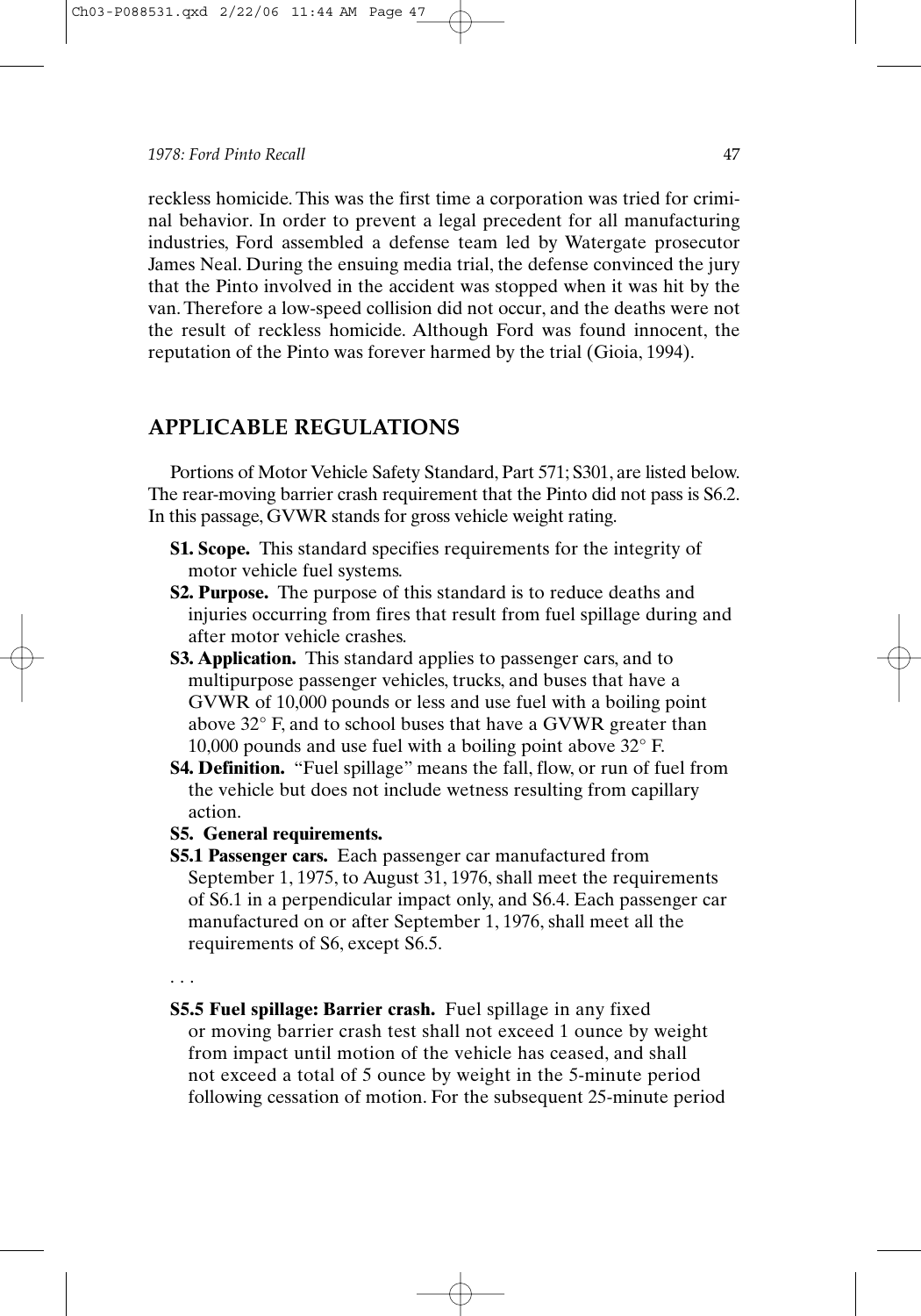reckless homicide. This was the first time a corporation was tried for criminal behavior. In order to prevent a legal precedent for all manufacturing industries, Ford assembled a defense team led by Watergate prosecutor James Neal. During the ensuing media trial, the defense convinced the jury that the Pinto involved in the accident was stopped when it was hit by the van. Therefore a low-speed collision did not occur, and the deaths were not the result of reckless homicide. Although Ford was found innocent, the reputation of the Pinto was forever harmed by the trial (Gioia, 1994).

## APPLICABLE REGULATIONS

Portions of Motor Vehicle Safety Standard, Part 571; S301, are listed below. The rear-moving barrier crash requirement that the Pinto did not pass is S6.2. In this passage, GVWR stands for gross vehicle weight rating.

**S1. Scope.** This standard specifies requirements for the integrity of motor vehicle fuel systems.

**S2. Purpose.** The purpose of this standard is to reduce deaths and injuries occurring from fires that result from fuel spillage during and after motor vehicle crashes.

**S3. Application.** This standard applies to passenger cars, and to multipurpose passenger vehicles, trucks, and buses that have a GVWR of 10,000 pounds or less and use fuel with a boiling point above 32° F, and to school buses that have a GVWR greater than 10,000 pounds and use fuel with a boiling point above 32° F.

**S4. Definition.** "Fuel spillage" means the fall, flow, or run of fuel from the vehicle but does not include wetness resulting from capillary action.

**S5. General requirements.**

**S5.1 Passenger cars.** Each passenger car manufactured from September 1, 1975, to August 31, 1976, shall meet the requirements of S6.1 in a perpendicular impact only, and S6.4. Each passenger car manufactured on or after September 1, 1976, shall meet all the requirements of S6, except S6.5.

. . .

**S5.5 Fuel spillage: Barrier crash.** Fuel spillage in any fixed or moving barrier crash test shall not exceed 1 ounce by weight from impact until motion of the vehicle has ceased, and shall not exceed a total of 5 ounce by weight in the 5-minute period following cessation of motion. For the subsequent 25-minute period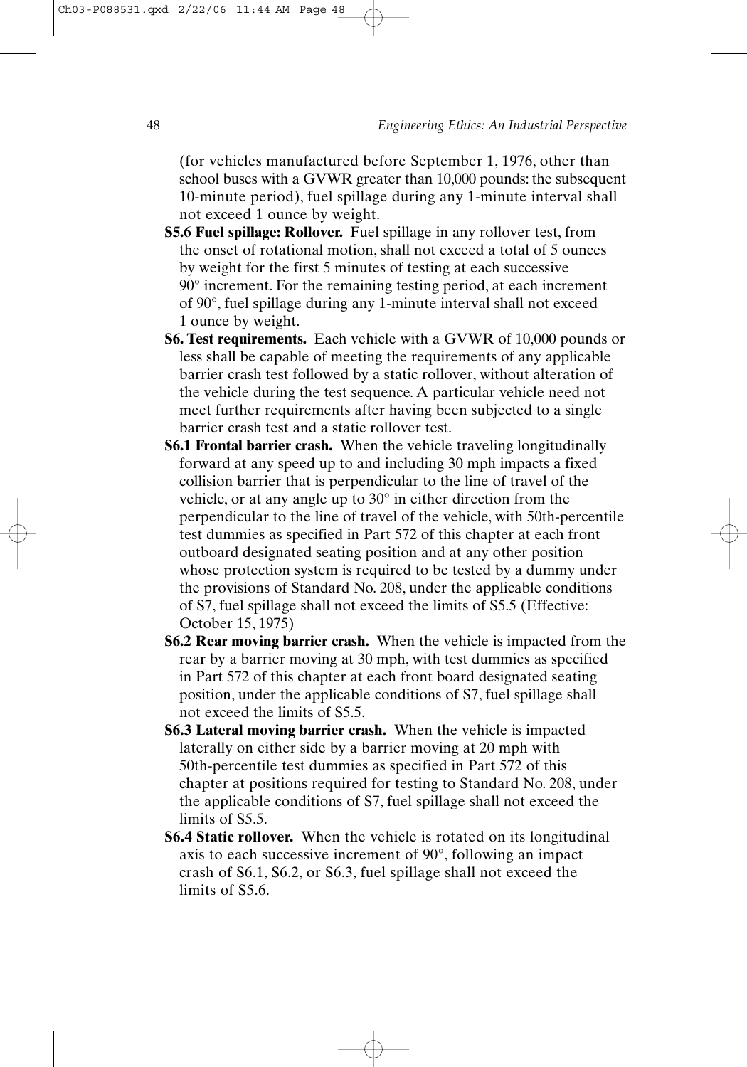(for vehicles manufactured before September 1, 1976, other than school buses with a GVWR greater than 10,000 pounds: the subsequent 10-minute period), fuel spillage during any 1-minute interval shall not exceed 1 ounce by weight.

**S5.6 Fuel spillage: Rollover.** Fuel spillage in any rollover test, from the onset of rotational motion, shall not exceed a total of 5 ounces by weight for the first 5 minutes of testing at each successive 90° increment. For the remaining testing period, at each increment of 90°, fuel spillage during any 1-minute interval shall not exceed 1 ounce by weight.

**S6. Test requirements.** Each vehicle with a GVWR of 10,000 pounds or less shall be capable of meeting the requirements of any applicable barrier crash test followed by a static rollover, without alteration of the vehicle during the test sequence. A particular vehicle need not meet further requirements after having been subjected to a single barrier crash test and a static rollover test.

**S6.1 Frontal barrier crash.** When the vehicle traveling longitudinally forward at any speed up to and including 30 mph impacts a fixed collision barrier that is perpendicular to the line of travel of the vehicle, or at any angle up to 30° in either direction from the perpendicular to the line of travel of the vehicle, with 50th-percentile test dummies as specified in Part 572 of this chapter at each front outboard designated seating position and at any other position whose protection system is required to be tested by a dummy under the provisions of Standard No. 208, under the applicable conditions of S7, fuel spillage shall not exceed the limits of S5.5 (Effective: October 15, 1975)

**S6.2 Rear moving barrier crash.** When the vehicle is impacted from the rear by a barrier moving at 30 mph, with test dummies as specified in Part 572 of this chapter at each front board designated seating position, under the applicable conditions of S7, fuel spillage shall not exceed the limits of S5.5.

**S6.3 Lateral moving barrier crash.** When the vehicle is impacted laterally on either side by a barrier moving at 20 mph with 50th-percentile test dummies as specified in Part 572 of this chapter at positions required for testing to Standard No. 208, under the applicable conditions of S7, fuel spillage shall not exceed the limits of S5.5.

**S6.4 Static rollover.** When the vehicle is rotated on its longitudinal axis to each successive increment of 90°, following an impact crash of S6.1, S6.2, or S6.3, fuel spillage shall not exceed the limits of S5.6.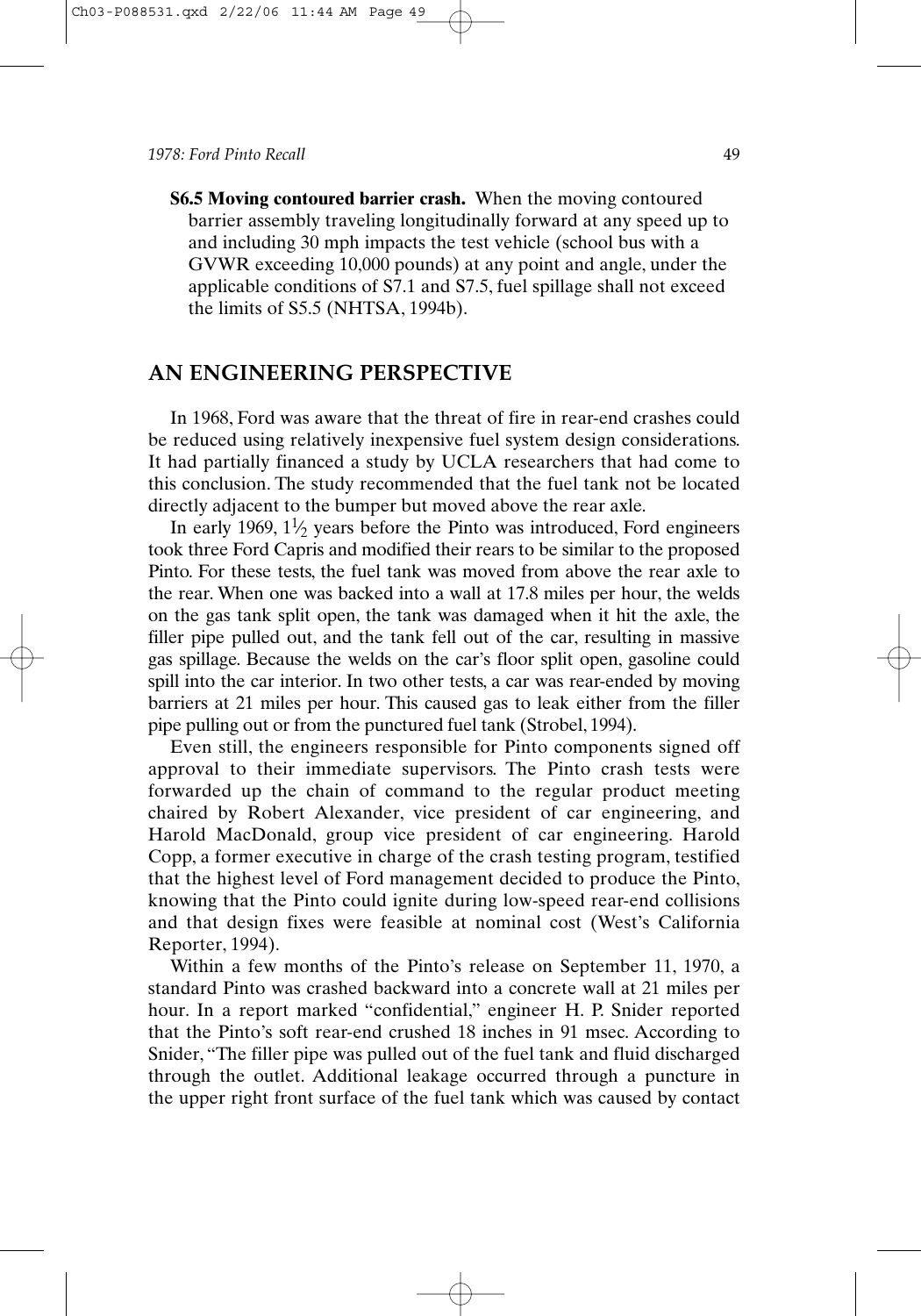**S6.5 Moving contoured barrier crash.** When the moving contoured barrier assembly traveling longitudinally forward at any speed up to and including 30 mph impacts the test vehicle (school bus with a GVWR exceeding 10,000 pounds) at any point and angle, under the applicable conditions of S7.1 and S7.5, fuel spillage shall not exceed the limits of S5.5 (NHTSA, 1994b).

## AN ENGINEERING PERSPECTIVE

In 1968, Ford was aware that the threat of fire in rear-end crashes could be reduced using relatively inexpensive fuel system design considerations. It had partially financed a study by UCLA researchers that had come to this conclusion. The study recommended that the fuel tank not be located directly adjacent to the bumper but moved above the rear axle.

In early 1969, 1½ years before the Pinto was introduced, Ford engineers took three Ford Capris and modified their rears to be similar to the proposed Pinto. For these tests, the fuel tank was moved from above the rear axle to the rear. When one was backed into a wall at 17.8 miles per hour, the welds on the gas tank split open, the tank was damaged when it hit the axle, the filler pipe pulled out, and the tank fell out of the car, resulting in massive gas spillage. Because the welds on the car's floor split open, gasoline could spill into the car interior. In two other tests, a car was rear-ended by moving barriers at 21 miles per hour. This caused gas to leak either from the filler pipe pulling out or from the punctured fuel tank (Strobel, 1994).

Even still, the engineers responsible for Pinto components signed off approval to their immediate supervisors. The Pinto crash tests were forwarded up the chain of command to the regular product meeting chaired by Robert Alexander, vice president of car engineering, and Harold MacDonald, group vice president of car engineering. Harold Copp, a former executive in charge of the crash testing program, testified that the highest level of Ford management decided to produce the Pinto, knowing that the Pinto could ignite during low-speed rear-end collisions and that design fixes were feasible at nominal cost (West's California Reporter, 1994).

Within a few months of the Pinto's release on September 11, 1970, a standard Pinto was crashed backward into a concrete wall at 21 miles per hour. In a report marked "confidential," engineer H. P. Snider reported that the Pinto's soft rear-end crushed 18 inches in 91 msec. According to Snider, "The filler pipe was pulled out of the fuel tank and fluid discharged through the outlet. Additional leakage occurred through a puncture in the upper right front surface of the fuel tank which was caused by contact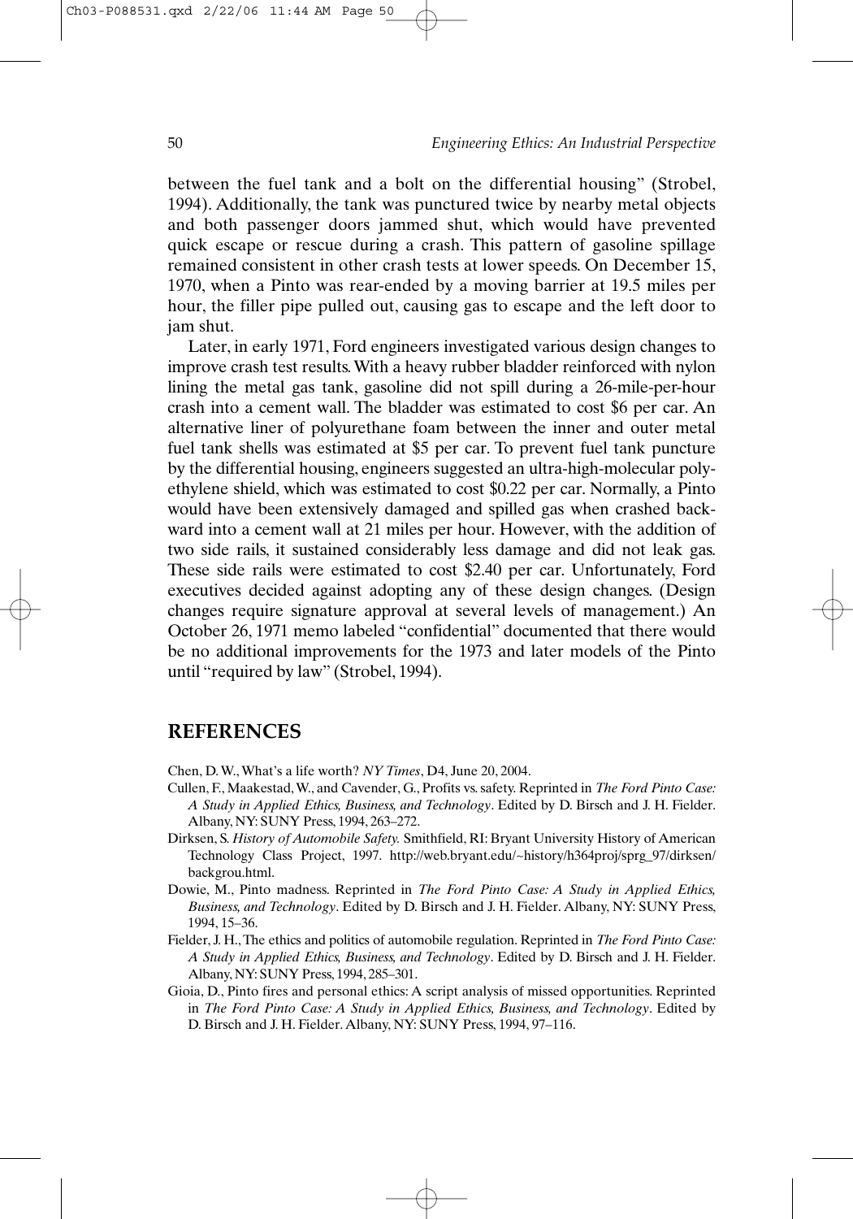between the fuel tank and a bolt on the differential housing" (Strobel, 1994). Additionally, the tank was punctured twice by nearby metal objects and both passenger doors jammed shut, which would have prevented quick escape or rescue during a crash. This pattern of gasoline spillage remained consistent in other crash tests at lower speeds. On December 15, 1970, when a Pinto was rear-ended by a moving barrier at 19.5 miles per hour, the filler pipe pulled out, causing gas to escape and the left door to jam shut.

Later, in early 1971, Ford engineers investigated various design changes to improve crash test results. With a heavy rubber bladder reinforced with nylon lining the metal gas tank, gasoline did not spill during a 26-mile-per-hour crash into a cement wall. The bladder was estimated to cost $6 per car. An alternative liner of polyurethane foam between the inner and outer metal fuel tank shells was estimated at $5 per car. To prevent fuel tank puncture by the differential housing, engineers suggested an ultra-high-molecular polyethylene shield, which was estimated to cost $0.22 per car. Normally, a Pinto would have been extensively damaged and spilled gas when crashed backward into a cement wall at 21 miles per hour. However, with the addition of two side rails, it sustained considerably less damage and did not leak gas. These side rails were estimated to cost $2.40 per car. Unfortunately, Ford executives decided against adopting any of these design changes. (Design changes require signature approval at several levels of management.) An October 26, 1971 memo labeled "confidential" documented that there would be no additional improvements for the 1973 and later models of the Pinto until "required by law" (Strobel, 1994).

## REFERENCES

Chen, D. W., What's a life worth? *NY Times*, D4, June 20, 2004.

Cullen, F., Maakestad, W., and Cavender, G., Profits vs. safety. Reprinted in *The Ford Pinto Case: A Study in Applied Ethics, Business, and Technology*. Edited by D. Birsch and J. H. Fielder. Albany, NY: SUNY Press, 1994, 263–272.

Dirksen, S. *History of Automobile Safety.* Smithfield, RI: Bryant University History of American Technology Class Project, 1997. http://web.bryant.edu/~history/h364proj/sprg_97/dirksen/backgrou.html.

Dowie, M., Pinto madness. Reprinted in *The Ford Pinto Case: A Study in Applied Ethics, Business, and Technology*. Edited by D. Birsch and J. H. Fielder. Albany, NY: SUNY Press, 1994, 15–36.

Fielder, J. H., The ethics and politics of automobile regulation. Reprinted in *The Ford Pinto Case: A Study in Applied Ethics, Business, and Technology*. Edited by D. Birsch and J. H. Fielder. Albany, NY: SUNY Press, 1994, 285–301.

Gioia, D., Pinto fires and personal ethics: A script analysis of missed opportunities. Reprinted in *The Ford Pinto Case: A Study in Applied Ethics, Business, and Technology*. Edited by D. Birsch and J. H. Fielder. Albany, NY: SUNY Press, 1994, 97–116.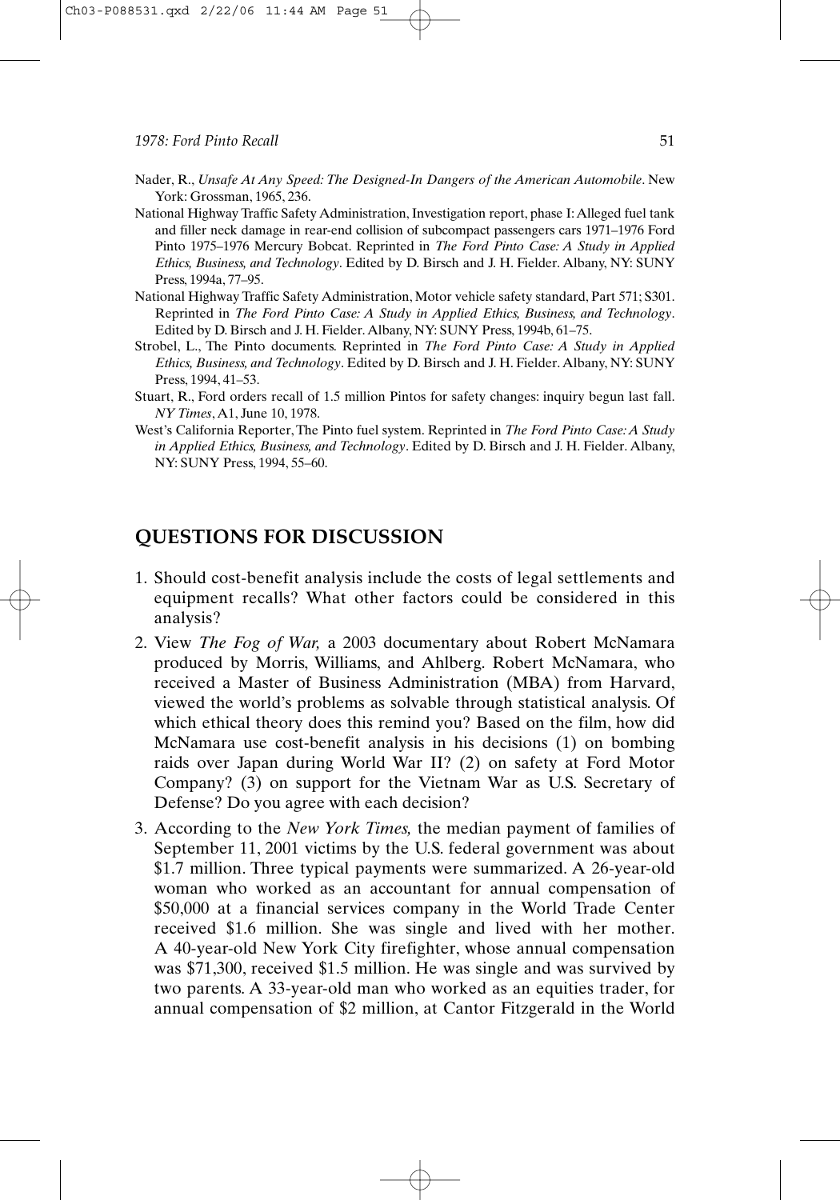Nader, R., *Unsafe At Any Speed: The Designed-In Dangers of the American Automobile*. New York: Grossman, 1965, 236.

National Highway Traffic Safety Administration, Investigation report, phase I: Alleged fuel tank and filler neck damage in rear-end collision of subcompact passengers cars 1971–1976 Ford Pinto 1975–1976 Mercury Bobcat. Reprinted in *The Ford Pinto Case: A Study in Applied Ethics, Business, and Technology*. Edited by D. Birsch and J. H. Fielder. Albany, NY: SUNY Press, 1994a, 77–95.

National Highway Traffic Safety Administration, Motor vehicle safety standard, Part 571; S301. Reprinted in *The Ford Pinto Case: A Study in Applied Ethics, Business, and Technology*. Edited by D. Birsch and J. H. Fielder. Albany, NY: SUNY Press, 1994b, 61–75.

Strobel, L., The Pinto documents. Reprinted in *The Ford Pinto Case: A Study in Applied Ethics, Business, and Technology*. Edited by D. Birsch and J. H. Fielder. Albany, NY: SUNY Press, 1994, 41–53.

Stuart, R., Ford orders recall of 1.5 million Pintos for safety changes: inquiry begun last fall. *NY Times*, A1, June 10, 1978.

West's California Reporter, The Pinto fuel system. Reprinted in *The Ford Pinto Case: A Study in Applied Ethics, Business, and Technology*. Edited by D. Birsch and J. H. Fielder. Albany, NY: SUNY Press, 1994, 55–60.

## QUESTIONS FOR DISCUSSION

1. Should cost-benefit analysis include the costs of legal settlements and equipment recalls? What other factors could be considered in this analysis?
2. View *The Fog of War,* a 2003 documentary about Robert McNamara produced by Morris, Williams, and Ahlberg. Robert McNamara, who received a Master of Business Administration (MBA) from Harvard, viewed the world's problems as solvable through statistical analysis. Of which ethical theory does this remind you? Based on the film, how did McNamara use cost-benefit analysis in his decisions (1) on bombing raids over Japan during World War II? (2) on safety at Ford Motor Company? (3) on support for the Vietnam War as U.S. Secretary of Defense? Do you agree with each decision?
3. According to the *New York Times,* the median payment of families of September 11, 2001 victims by the U.S. federal government was about \$1.7 million. Three typical payments were summarized. A 26-year-old woman who worked as an accountant for annual compensation of \$50,000 at a financial services company in the World Trade Center received \$1.6 million. She was single and lived with her mother. A 40-year-old New York City firefighter, whose annual compensation was \$71,300, received \$1.5 million. He was single and was survived by two parents. A 33-year-old man who worked as an equities trader, for annual compensation of \$2 million, at Cantor Fitzgerald in the World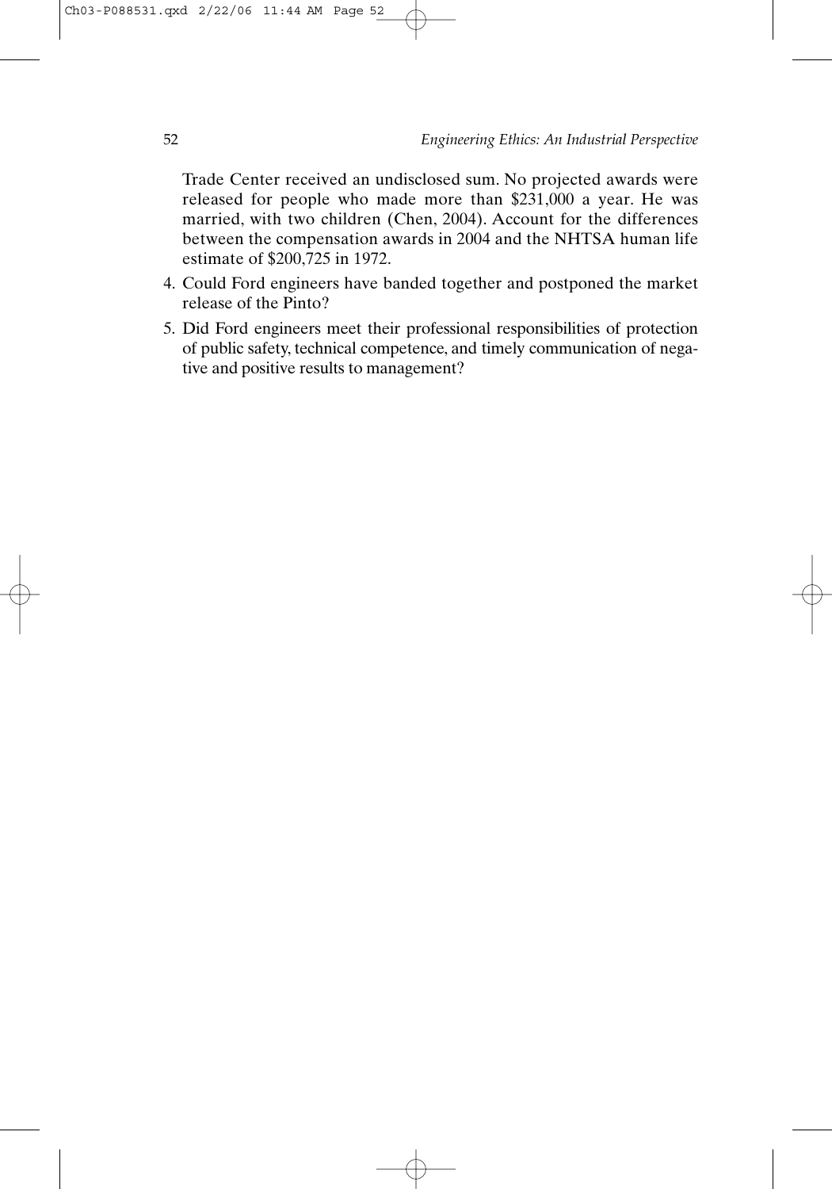Trade Center received an undisclosed sum. No projected awards were released for people who made more than $231,000 a year. He was married, with two children (Chen, 2004). Account for the differences between the compensation awards in 2004 and the NHTSA human life estimate of $200,725 in 1972.

4. Could Ford engineers have banded together and postponed the market release of the Pinto?
5. Did Ford engineers meet their professional responsibilities of protection of public safety, technical competence, and timely communication of negative and positive results to management?